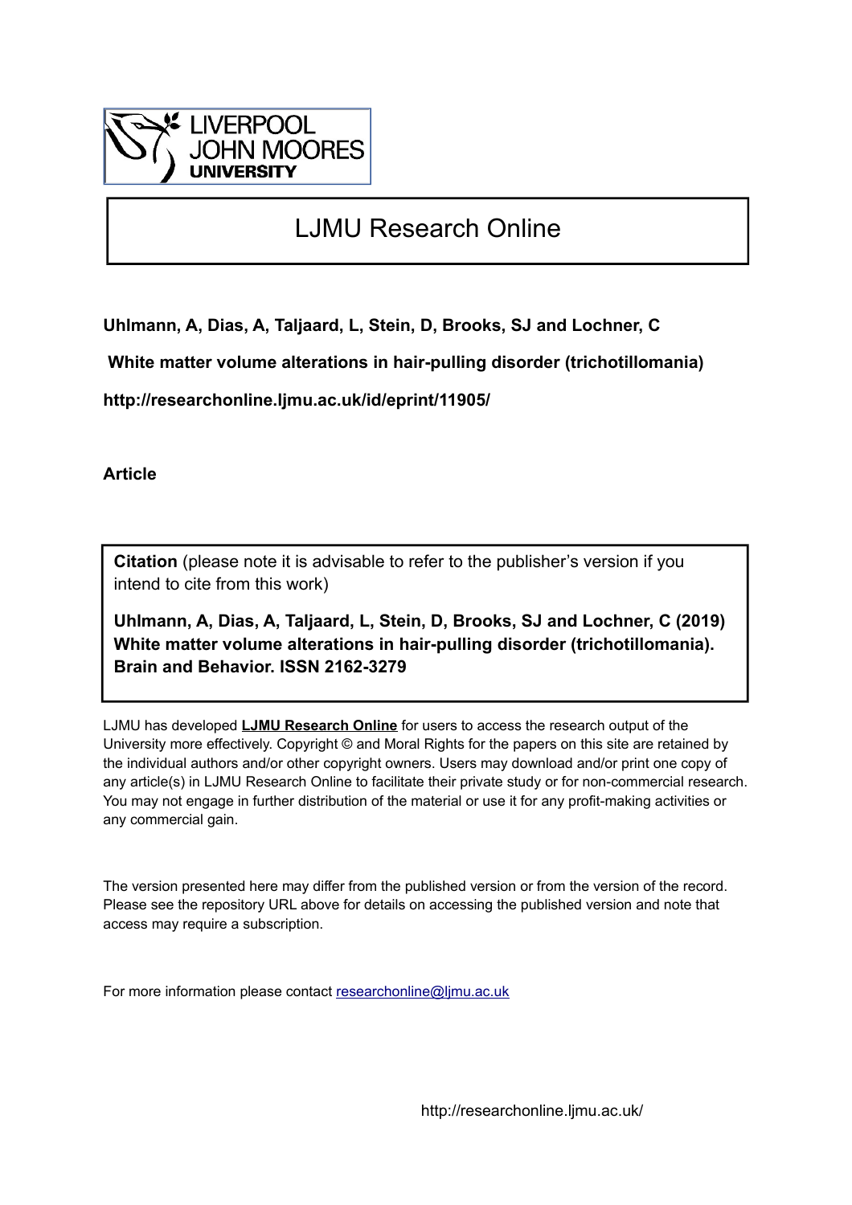LIVERPOOL JOHN MOORES UNIVERSITY

# LJMU Research Online

**Uhlmann, A, Dias, A, Taljaard, L, Stein, D, Brooks, SJ and Lochner, C**

**White matter volume alterations in hair-pulling disorder (trichotillomania)**

**http://researchonline.ljmu.ac.uk/id/eprint/11905/**

**Article**

**Citation** (please note it is advisable to refer to the publisher's version if you intend to cite from this work)

**Uhlmann, A, Dias, A, Taljaard, L, Stein, D, Brooks, SJ and Lochner, C (2019) White matter volume alterations in hair-pulling disorder (trichotillomania). Brain and Behavior. ISSN 2162-3279**

LJMU has developed **LJMU Research Online** for users to access the research output of the University more effectively. Copyright © and Moral Rights for the papers on this site are retained by the individual authors and/or other copyright owners. Users may download and/or print one copy of any article(s) in LJMU Research Online to facilitate their private study or for non-commercial research. You may not engage in further distribution of the material or use it for any profit-making activities or any commercial gain.

The version presented here may differ from the published version or from the version of the record. Please see the repository URL above for details on accessing the published version and note that access may require a subscription.

For more information please contact researchonline@ljmu.ac.uk

http://researchonline.ljmu.ac.uk/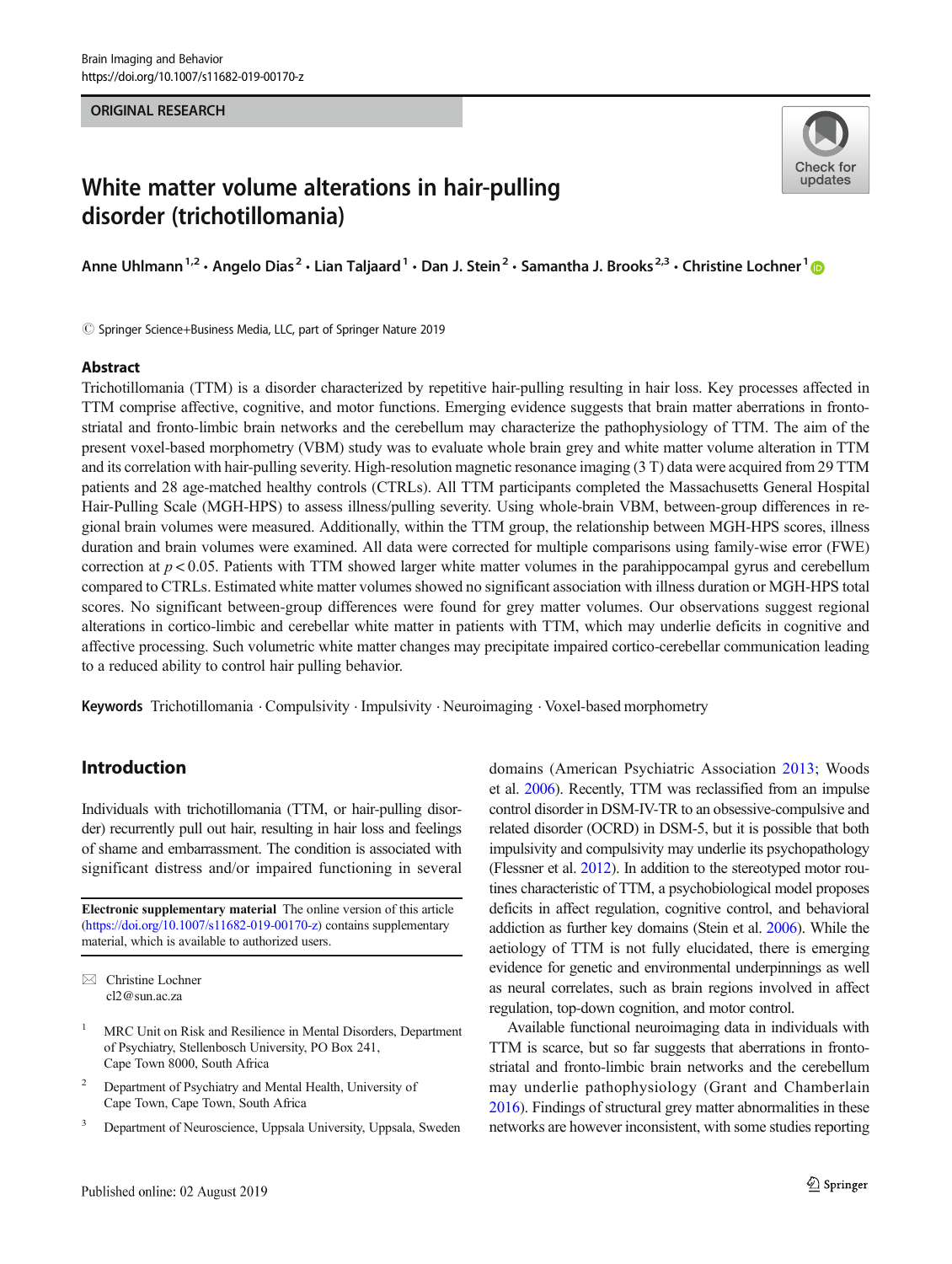ORIGINAL RESEARCH

# White matter volume alterations in hair-pulling disorder (trichotillomania)

Anne Uhlmann[1,2] · Angelo Dias[2] · Lian Taljaard[1] · Dan J. Stein[2] · Samantha J. Brooks[2,3] · Christine Lochner[1]

© Springer Science+Business Media, LLC, part of Springer Nature 2019

## Abstract

Trichotillomania (TTM) is a disorder characterized by repetitive hair-pulling resulting in hair loss. Key processes affected in TTM comprise affective, cognitive, and motor functions. Emerging evidence suggests that brain matter aberrations in fronto-striatal and fronto-limbic brain networks and the cerebellum may characterize the pathophysiology of TTM. The aim of the present voxel-based morphometry (VBM) study was to evaluate whole brain grey and white matter volume alteration in TTM and its correlation with hair-pulling severity. High-resolution magnetic resonance imaging (3 T) data were acquired from 29 TTM patients and 28 age-matched healthy controls (CTRLs). All TTM participants completed the Massachusetts General Hospital Hair-Pulling Scale (MGH-HPS) to assess illness/pulling severity. Using whole-brain VBM, between-group differences in regional brain volumes were measured. Additionally, within the TTM group, the relationship between MGH-HPS scores, illness duration and brain volumes were examined. All data were corrected for multiple comparisons using family-wise error (FWE) correction at $p < 0.05$. Patients with TTM showed larger white matter volumes in the parahippocampal gyrus and cerebellum compared to CTRLs. Estimated white matter volumes showed no significant association with illness duration or MGH-HPS total scores. No significant between-group differences were found for grey matter volumes. Our observations suggest regional alterations in cortico-limbic and cerebellar white matter in patients with TTM, which may underlie deficits in cognitive and affective processing. Such volumetric white matter changes may precipitate impaired cortico-cerebellar communication leading to a reduced ability to control hair pulling behavior.

**Keywords** Trichotillomania · Compulsivity · Impulsivity · Neuroimaging · Voxel-based morphometry

## Introduction

Individuals with trichotillomania (TTM, or hair-pulling disorder) recurrently pull out hair, resulting in hair loss and feelings of shame and embarrassment. The condition is associated with significant distress and/or impaired functioning in several domains (American Psychiatric Association 2013; Woods et al. 2006). Recently, TTM was reclassified from an impulse control disorder in DSM-IV-TR to an obsessive-compulsive and related disorder (OCRD) in DSM-5, but it is possible that both impulsivity and compulsivity may underlie its psychopathology (Flessner et al. 2012). In addition to the stereotyped motor routines characteristic of TTM, a psychobiological model proposes deficits in affect regulation, cognitive control, and behavioral addiction as further key domains (Stein et al. 2006). While the aetiology of TTM is not fully elucidated, there is emerging evidence for genetic and environmental underpinnings as well as neural correlates, such as brain regions involved in affect regulation, top-down cognition, and motor control.

Available functional neuroimaging data in individuals with TTM is scarce, but so far suggests that aberrations in fronto-striatal and fronto-limbic brain networks and the cerebellum may underlie pathophysiology (Grant and Chamberlain 2016). Findings of structural grey matter abnormalities in these networks are however inconsistent, with some studies reporting

**Electronic supplementary material** The online version of this article (https://doi.org/10.1007/s11682-019-00170-z) contains supplementary material, which is available to authorized users.

✉ Christine Lochner
cl2@sun.ac.za

[1] MRC Unit on Risk and Resilience in Mental Disorders, Department of Psychiatry, Stellenbosch University, PO Box 241, Cape Town 8000, South Africa

[2] Department of Psychiatry and Mental Health, University of Cape Town, Cape Town, South Africa

[3] Department of Neuroscience, Uppsala University, Uppsala, Sweden

Published online: 02 August 2019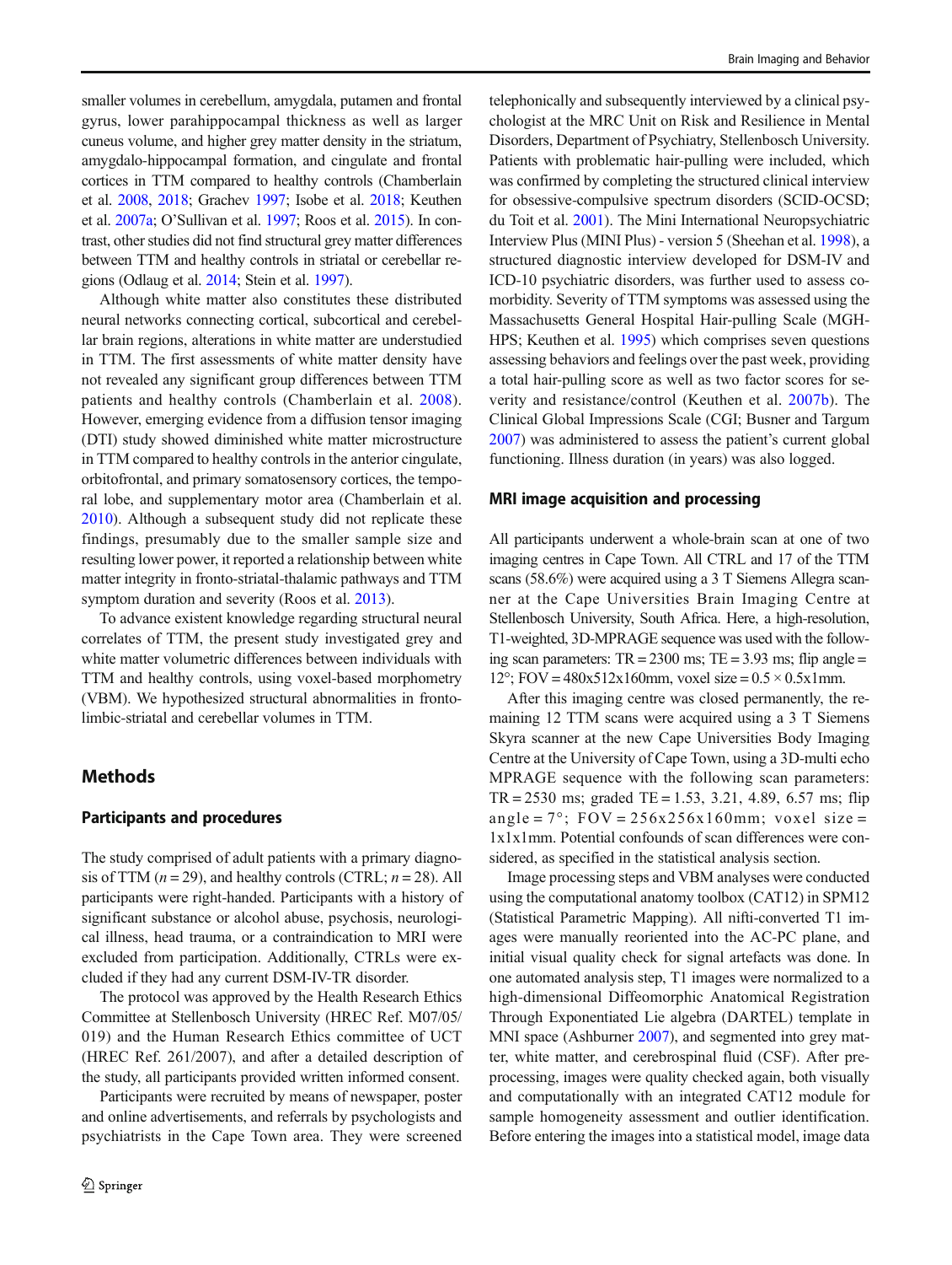smaller volumes in cerebellum, amygdala, putamen and frontal gyrus, lower parahippocampal thickness as well as larger cuneus volume, and higher grey matter density in the striatum, amygdalo-hippocampal formation, and cingulate and frontal cortices in TTM compared to healthy controls (Chamberlain et al. 2008, 2018; Grachev 1997; Isobe et al. 2018; Keuthen et al. 2007a; O'Sullivan et al. 1997; Roos et al. 2015). In contrast, other studies did not find structural grey matter differences between TTM and healthy controls in striatal or cerebellar regions (Odlaug et al. 2014; Stein et al. 1997).

Although white matter also constitutes these distributed neural networks connecting cortical, subcortical and cerebellar brain regions, alterations in white matter are understudied in TTM. The first assessments of white matter density have not revealed any significant group differences between TTM patients and healthy controls (Chamberlain et al. 2008). However, emerging evidence from a diffusion tensor imaging (DTI) study showed diminished white matter microstructure in TTM compared to healthy controls in the anterior cingulate, orbitofrontal, and primary somatosensory cortices, the temporal lobe, and supplementary motor area (Chamberlain et al. 2010). Although a subsequent study did not replicate these findings, presumably due to the smaller sample size and resulting lower power, it reported a relationship between white matter integrity in fronto-striatal-thalamic pathways and TTM symptom duration and severity (Roos et al. 2013).

To advance existent knowledge regarding structural neural correlates of TTM, the present study investigated grey and white matter volumetric differences between individuals with TTM and healthy controls, using voxel-based morphometry (VBM). We hypothesized structural abnormalities in fronto-limbic-striatal and cerebellar volumes in TTM.

## Methods

### Participants and procedures

The study comprised of adult patients with a primary diagnosis of TTM ($n = 29$), and healthy controls (CTRL; $n = 28$). All participants were right-handed. Participants with a history of significant substance or alcohol abuse, psychosis, neurological illness, head trauma, or a contraindication to MRI were excluded from participation. Additionally, CTRLs were excluded if they had any current DSM-IV-TR disorder.

The protocol was approved by the Health Research Ethics Committee at Stellenbosch University (HREC Ref. M07/05/019) and the Human Research Ethics committee of UCT (HREC Ref. 261/2007), and after a detailed description of the study, all participants provided written informed consent.

Participants were recruited by means of newspaper, poster and online advertisements, and referrals by psychologists and psychiatrists in the Cape Town area. They were screened telephonically and subsequently interviewed by a clinical psychologist at the MRC Unit on Risk and Resilience in Mental Disorders, Department of Psychiatry, Stellenbosch University. Patients with problematic hair-pulling were included, which was confirmed by completing the structured clinical interview for obsessive-compulsive spectrum disorders (SCID-OCSD; du Toit et al. 2001). The Mini International Neuropsychiatric Interview Plus (MINI Plus) - version 5 (Sheehan et al. 1998), a structured diagnostic interview developed for DSM-IV and ICD-10 psychiatric disorders, was further used to assess comorbidity. Severity of TTM symptoms was assessed using the Massachusetts General Hospital Hair-pulling Scale (MGH-HPS; Keuthen et al. 1995) which comprises seven questions assessing behaviors and feelings over the past week, providing a total hair-pulling score as well as two factor scores for severity and resistance/control (Keuthen et al. 2007b). The Clinical Global Impressions Scale (CGI; Busner and Targum 2007) was administered to assess the patient's current global functioning. Illness duration (in years) was also logged.

### MRI image acquisition and processing

All participants underwent a whole-brain scan at one of two imaging centres in Cape Town. All CTRL and 17 of the TTM scans (58.6%) were acquired using a 3 T Siemens Allegra scanner at the Cape Universities Brain Imaging Centre at Stellenbosch University, South Africa. Here, a high-resolution, T1-weighted, 3D-MPRAGE sequence was used with the following scan parameters: TR = 2300 ms; TE = 3.93 ms; flip angle = 12°; FOV = 480x512x160mm, voxel size = $0.5 \times 0.5$x1mm.

After this imaging centre was closed permanently, the remaining 12 TTM scans were acquired using a 3 T Siemens Skyra scanner at the new Cape Universities Body Imaging Centre at the University of Cape Town, using a 3D-multi echo MPRAGE sequence with the following scan parameters: TR = 2530 ms; graded TE = 1.53, 3.21, 4.89, 6.57 ms; flip angle = 7°; FOV = 256x256x160mm; voxel size = 1x1x1mm. Potential confounds of scan differences were considered, as specified in the statistical analysis section.

Image processing steps and VBM analyses were conducted using the computational anatomy toolbox (CAT12) in SPM12 (Statistical Parametric Mapping). All nifti-converted T1 images were manually reoriented into the AC-PC plane, and initial visual quality check for signal artefacts was done. In one automated analysis step, T1 images were normalized to a high-dimensional Diffeomorphic Anatomical Registration Through Exponentiated Lie algebra (DARTEL) template in MNI space (Ashburner 2007), and segmented into grey matter, white matter, and cerebrospinal fluid (CSF). After preprocessing, images were quality checked again, both visually and computationally with an integrated CAT12 module for sample homogeneity assessment and outlier identification. Before entering the images into a statistical model, image data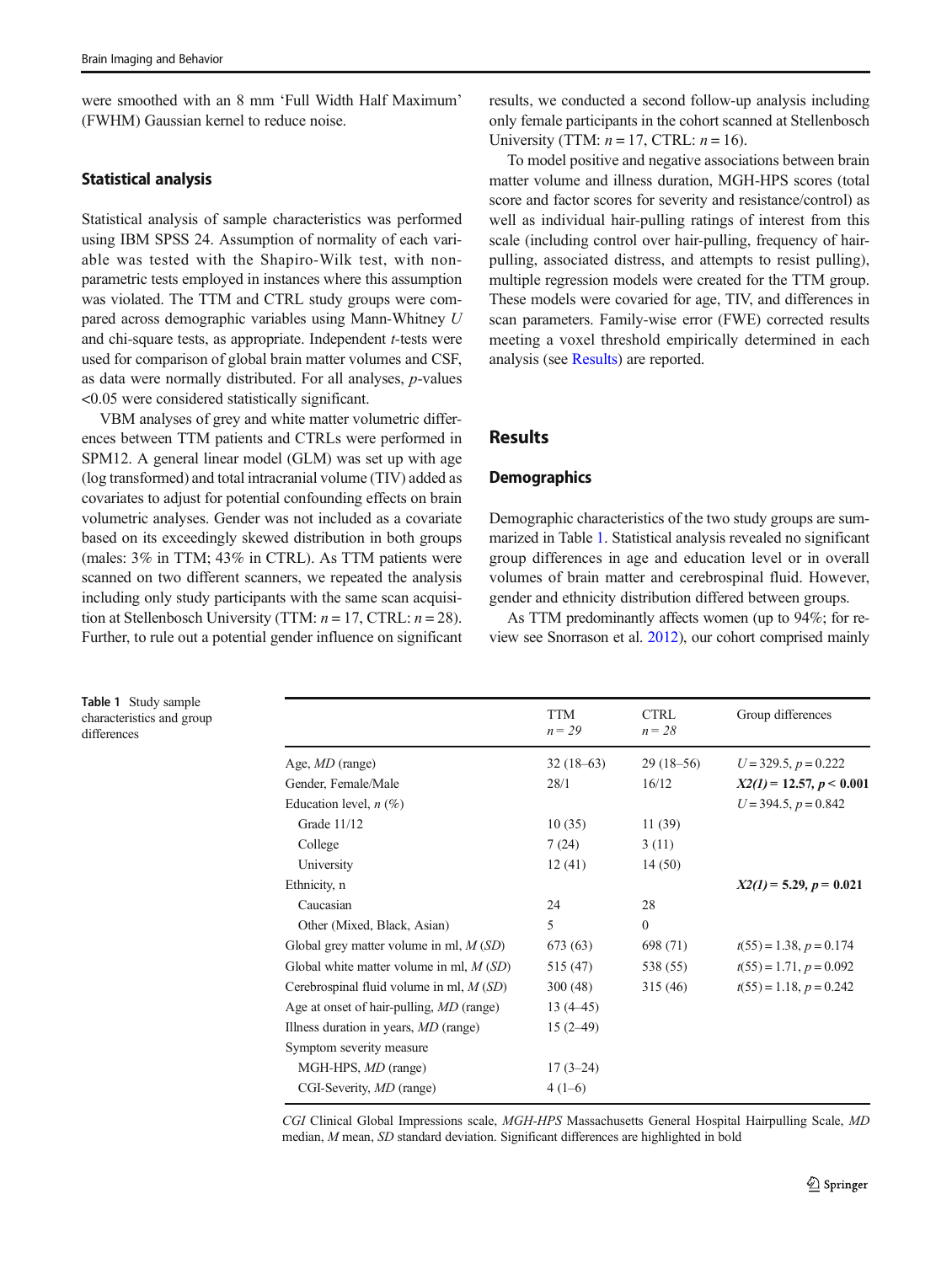were smoothed with an 8 mm 'Full Width Half Maximum' (FWHM) Gaussian kernel to reduce noise.

### Statistical analysis

Statistical analysis of sample characteristics was performed using IBM SPSS 24. Assumption of normality of each variable was tested with the Shapiro-Wilk test, with non-parametric tests employed in instances where this assumption was violated. The TTM and CTRL study groups were compared across demographic variables using Mann-Whitney *U* and chi-square tests, as appropriate. Independent *t*-tests were used for comparison of global brain matter volumes and CSF, as data were normally distributed. For all analyses, *p*-values <0.05 were considered statistically significant.

VBM analyses of grey and white matter volumetric differences between TTM patients and CTRLs were performed in SPM12. A general linear model (GLM) was set up with age (log transformed) and total intracranial volume (TIV) added as covariates to adjust for potential confounding effects on brain volumetric analyses. Gender was not included as a covariate based on its exceedingly skewed distribution in both groups (males: 3% in TTM; 43% in CTRL). As TTM patients were scanned on two different scanners, we repeated the analysis including only study participants with the same scan acquisition at Stellenbosch University (TTM: $n = 17$, CTRL: $n = 28$). Further, to rule out a potential gender influence on significant results, we conducted a second follow-up analysis including only female participants in the cohort scanned at Stellenbosch University (TTM: $n = 17$, CTRL: $n = 16$).

To model positive and negative associations between brain matter volume and illness duration, MGH-HPS scores (total score and factor scores for severity and resistance/control) as well as individual hair-pulling ratings of interest from this scale (including control over hair-pulling, frequency of hair-pulling, associated distress, and attempts to resist pulling), multiple regression models were created for the TTM group. These models were covaried for age, TIV, and differences in scan parameters. Family-wise error (FWE) corrected results meeting a voxel threshold empirically determined in each analysis (see Results) are reported.

## Results

### Demographics

Demographic characteristics of the two study groups are summarized in Table 1. Statistical analysis revealed no significant group differences in age and education level or in overall volumes of brain matter and cerebrospinal fluid. However, gender and ethnicity distribution differed between groups.

As TTM predominantly affects women (up to 94%; for review see Snorrason et al. 2012), our cohort comprised mainly

**Table 1** Study sample characteristics and group differences

| | TTM *n* = 29 | CTRL *n* = 28 | Group differences |
|---|---|---|---|
| Age, *MD* (range) | 32 (18–63) | 29 (18–56) | $U = 329.5$, $p = 0.222$ |
| Gender, Female/Male | 28/1 | 16/12 | $\boldsymbol{X2(1) = 12.57, p < 0.001}$ |
| Education level, *n* (%) | | | $U = 394.5$, $p = 0.842$ |
| Grade 11/12 | 10 (35) | 11 (39) | |
| College | 7 (24) | 3 (11) | |
| University | 12 (41) | 14 (50) | |
| Ethnicity, n | | | $\boldsymbol{X2(1) = 5.29, p = 0.021}$ |
| Caucasian | 24 | 28 | |
| Other (Mixed, Black, Asian) | 5 | 0 | |
| Global grey matter volume in ml, *M* (*SD*) | 673 (63) | 698 (71) | $t(55) = 1.38$, $p = 0.174$ |
| Global white matter volume in ml, *M* (*SD*) | 515 (47) | 538 (55) | $t(55) = 1.71$, $p = 0.092$ |
| Cerebrospinal fluid volume in ml, *M* (*SD*) | 300 (48) | 315 (46) | $t(55) = 1.18$, $p = 0.242$ |
| Age at onset of hair-pulling, *MD* (range) | 13 (4–45) | | |
| Illness duration in years, *MD* (range) | 15 (2–49) | | |
| Symptom severity measure | | | |
| MGH-HPS, *MD* (range) | 17 (3–24) | | |
| CGI-Severity, *MD* (range) | 4 (1–6) | | |

*CGI* Clinical Global Impressions scale, *MGH-HPS* Massachusetts General Hospital Hairpulling Scale, *MD* median, *M* mean, *SD* standard deviation. Significant differences are highlighted in bold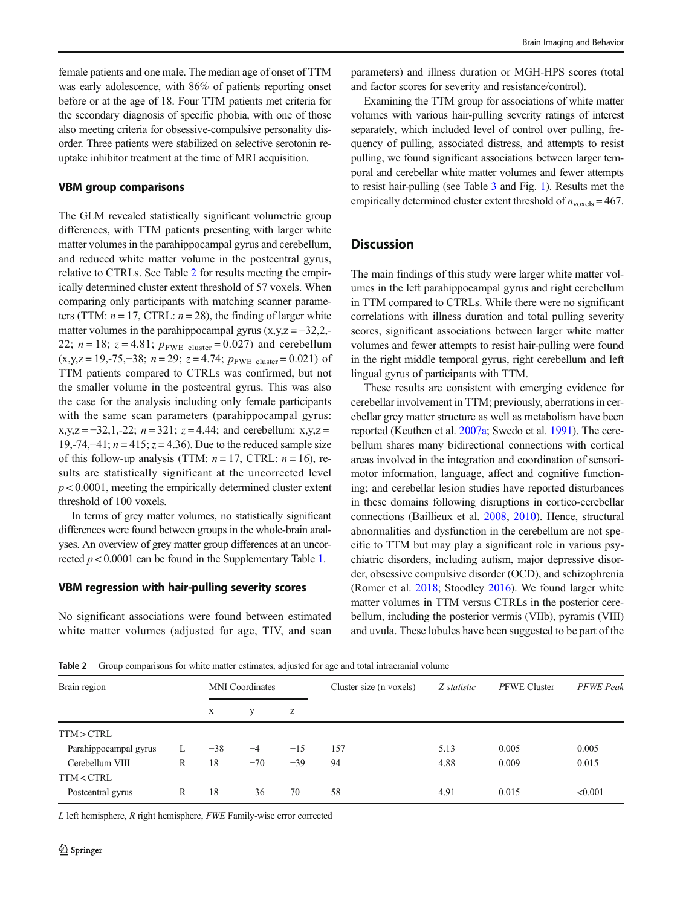female patients and one male. The median age of onset of TTM was early adolescence, with 86% of patients reporting onset before or at the age of 18. Four TTM patients met criteria for the secondary diagnosis of specific phobia, with one of those also meeting criteria for obsessive-compulsive personality disorder. Three patients were stabilized on selective serotonin reuptake inhibitor treatment at the time of MRI acquisition.

### VBM group comparisons

The GLM revealed statistically significant volumetric group differences, with TTM patients presenting with larger white matter volumes in the parahippocampal gyrus and cerebellum, and reduced white matter volume in the postcentral gyrus, relative to CTRLs. See Table 2 for results meeting the empirically determined cluster extent threshold of 57 voxels. When comparing only participants with matching scanner parameters (TTM: $n = 17$, CTRL: $n = 28$), the finding of larger white matter volumes in the parahippocampal gyrus (x,y,z = −32,2,-22; $n = 18$; $z = 4.81$; $p_{\text{FWE cluster}} = 0.027$) and cerebellum (x,y,z = 19,-75,−38; $n = 29$; $z = 4.74$; $p_{\text{FWE cluster}} = 0.021$) of TTM patients compared to CTRLs was confirmed, but not the smaller volume in the postcentral gyrus. This was also the case for the analysis including only female participants with the same scan parameters (parahippocampal gyrus: x,y,z = −32,1,-22; $n = 321$; $z = 4.44$; and cerebellum: x,y,z = 19,-74,−41; $n = 415$; $z = 4.36$). Due to the reduced sample size of this follow-up analysis (TTM: $n = 17$, CTRL: $n = 16$), results are statistically significant at the uncorrected level $p < 0.0001$, meeting the empirically determined cluster extent threshold of 100 voxels.

In terms of grey matter volumes, no statistically significant differences were found between groups in the whole-brain analyses. An overview of grey matter group differences at an uncorrected $p < 0.0001$ can be found in the Supplementary Table 1.

### VBM regression with hair-pulling severity scores

No significant associations were found between estimated white matter volumes (adjusted for age, TIV, and scan parameters) and illness duration or MGH-HPS scores (total and factor scores for severity and resistance/control).

Examining the TTM group for associations of white matter volumes with various hair-pulling severity ratings of interest separately, which included level of control over pulling, frequency of pulling, associated distress, and attempts to resist pulling, we found significant associations between larger temporal and cerebellar white matter volumes and fewer attempts to resist hair-pulling (see Table 3 and Fig. 1). Results met the empirically determined cluster extent threshold of $n_{\text{voxels}} = 467$.

## Discussion

The main findings of this study were larger white matter volumes in the left parahippocampal gyrus and right cerebellum in TTM compared to CTRLs. While there were no significant correlations with illness duration and total pulling severity scores, significant associations between larger white matter volumes and fewer attempts to resist hair-pulling were found in the right middle temporal gyrus, right cerebellum and left lingual gyrus of participants with TTM.

These results are consistent with emerging evidence for cerebellar involvement in TTM; previously, aberrations in cerebellar grey matter structure as well as metabolism have been reported (Keuthen et al. 2007a; Swedo et al. 1991). The cerebellum shares many bidirectional connections with cortical areas involved in the integration and coordination of sensorimotor information, language, affect and cognitive functioning; and cerebellar lesion studies have reported disturbances in these domains following disruptions in cortico-cerebellar connections (Baillieux et al. 2008, 2010). Hence, structural abnormalities and dysfunction in the cerebellum are not specific to TTM but may play a significant role in various psychiatric disorders, including autism, major depressive disorder, obsessive compulsive disorder (OCD), and schizophrenia (Romer et al. 2018; Stoodley 2016). We found larger white matter volumes in TTM versus CTRLs in the posterior cerebellum, including the posterior vermis (VIIb), pyramis (VIII) and uvula. These lobules have been suggested to be part of the

Table 2 Group comparisons for white matter estimates, adjusted for age and total intracranial volume

| Brain region | | MNI Coordinates | | | Cluster size (n voxels) | *Z-statistic* | *P*FWE Cluster | *PFWE Peak* |
|---|---|---|---|---|---|---|---|---|
| | | x | y | z | | | | |
| TTM > CTRL | | | | | | | | |
| Parahippocampal gyrus | L | −38 | −4 | −15 | 157 | 5.13 | 0.005 | 0.005 |
| Cerebellum VIII | R | 18 | −70 | −39 | 94 | 4.88 | 0.009 | 0.015 |
| TTM < CTRL | | | | | | | | |
| Postcentral gyrus | R | 18 | −36 | 70 | 58 | 4.91 | 0.015 | <0.001 |

*L* left hemisphere, *R* right hemisphere, *FWE* Family-wise error corrected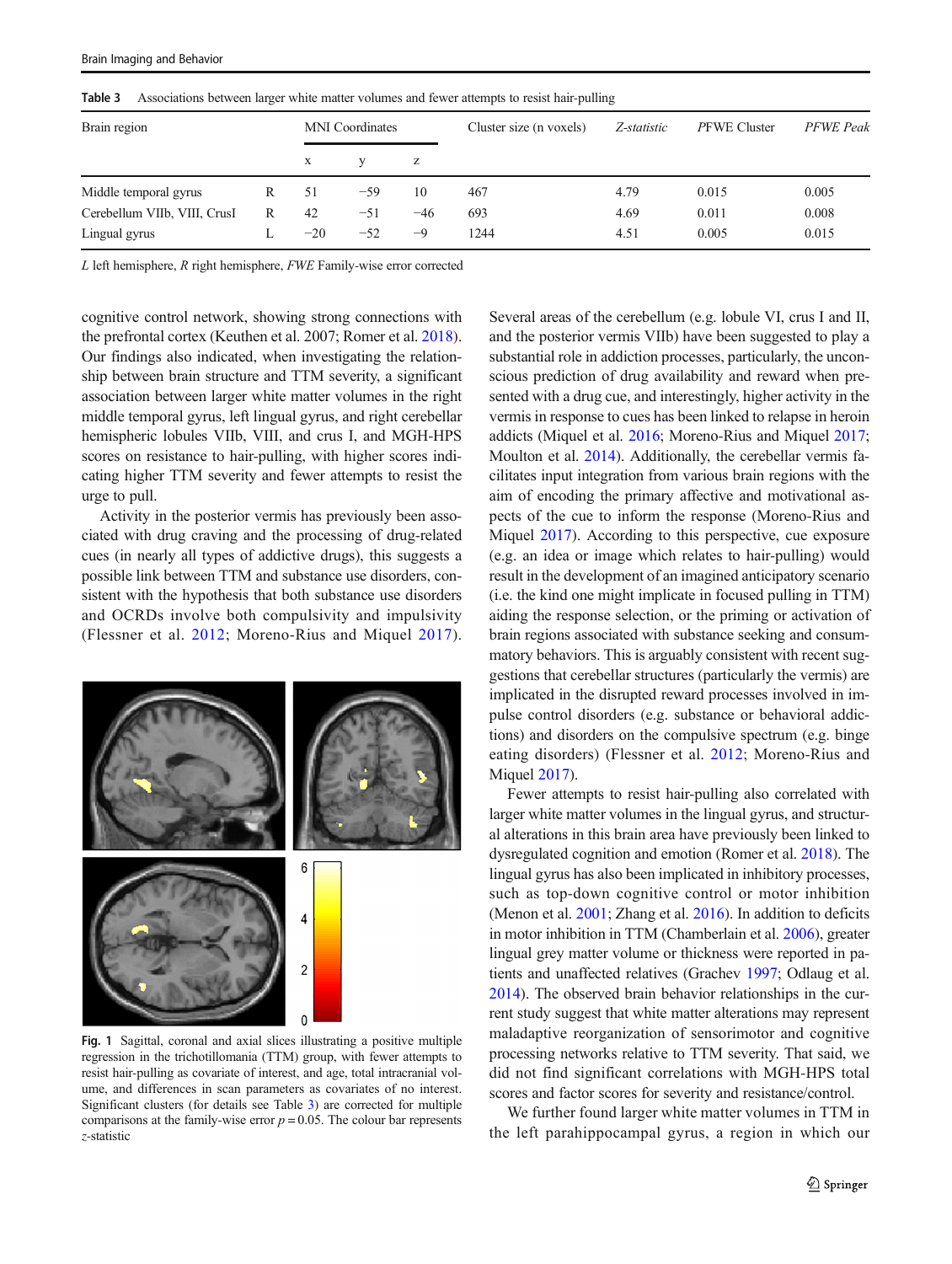**Table 3** Associations between larger white matter volumes and fewer attempts to resist hair-pulling

| Brain region | | MNI Coordinates | | | Cluster size (n voxels) | *Z-statistic* | *PFWE Cluster* | *PFWE Peak* |
|---|---|---|---|---|---|---|---|---|
| | | x | y | z | | | | |
| Middle temporal gyrus | R | 51 | −59 | 10 | 467 | 4.79 | 0.015 | 0.005 |
| Cerebellum VIIb, VIII, CrusI | R | 42 | −51 | −46 | 693 | 4.69 | 0.011 | 0.008 |
| Lingual gyrus | L | −20 | −52 | −9 | 1244 | 4.51 | 0.005 | 0.015 |

*L* left hemisphere, *R* right hemisphere, *FWE* Family-wise error corrected

cognitive control network, showing strong connections with the prefrontal cortex (Keuthen et al. 2007; Romer et al. 2018). Our findings also indicated, when investigating the relationship between brain structure and TTM severity, a significant association between larger white matter volumes in the right middle temporal gyrus, left lingual gyrus, and right cerebellar hemispheric lobules VIIb, VIII, and crus I, and MGH-HPS scores on resistance to hair-pulling, with higher scores indicating higher TTM severity and fewer attempts to resist the urge to pull.

Activity in the posterior vermis has previously been associated with drug craving and the processing of drug-related cues (in nearly all types of addictive drugs), this suggests a possible link between TTM and substance use disorders, consistent with the hypothesis that both substance use disorders and OCRDs involve both compulsivity and impulsivity (Flessner et al. 2012; Moreno-Rius and Miquel 2017).

**Fig. 1** Sagittal, coronal and axial slices illustrating a positive multiple regression in the trichotillomania (TTM) group, with fewer attempts to resist hair-pulling as covariate of interest, and age, total intracranial volume, and differences in scan parameters as covariates of no interest. Significant clusters (for details see Table 3) are corrected for multiple comparisons at the family-wise error $p = 0.05$. The colour bar represents *z*-statistic

Several areas of the cerebellum (e.g. lobule VI, crus I and II, and the posterior vermis VIIb) have been suggested to play a substantial role in addiction processes, particularly, the unconscious prediction of drug availability and reward when presented with a drug cue, and interestingly, higher activity in the vermis in response to cues has been linked to relapse in heroin addicts (Miquel et al. 2016; Moreno-Rius and Miquel 2017; Moulton et al. 2014). Additionally, the cerebellar vermis facilitates input integration from various brain regions with the aim of encoding the primary affective and motivational aspects of the cue to inform the response (Moreno-Rius and Miquel 2017). According to this perspective, cue exposure (e.g. an idea or image which relates to hair-pulling) would result in the development of an imagined anticipatory scenario (i.e. the kind one might implicate in focused pulling in TTM) aiding the response selection, or the priming or activation of brain regions associated with substance seeking and consummatory behaviors. This is arguably consistent with recent suggestions that cerebellar structures (particularly the vermis) are implicated in the disrupted reward processes involved in impulse control disorders (e.g. substance or behavioral addictions) and disorders on the compulsive spectrum (e.g. binge eating disorders) (Flessner et al. 2012; Moreno-Rius and Miquel 2017).

Fewer attempts to resist hair-pulling also correlated with larger white matter volumes in the lingual gyrus, and structural alterations in this brain area have previously been linked to dysregulated cognition and emotion (Romer et al. 2018). The lingual gyrus has also been implicated in inhibitory processes, such as top-down cognitive control or motor inhibition (Menon et al. 2001; Zhang et al. 2016). In addition to deficits in motor inhibition in TTM (Chamberlain et al. 2006), greater lingual grey matter volume or thickness were reported in patients and unaffected relatives (Grachev 1997; Odlaug et al. 2014). The observed brain behavior relationships in the current study suggest that white matter alterations may represent maladaptive reorganization of sensorimotor and cognitive processing networks relative to TTM severity. That said, we did not find significant correlations with MGH-HPS total scores and factor scores for severity and resistance/control.

We further found larger white matter volumes in TTM in the left parahippocampal gyrus, a region in which our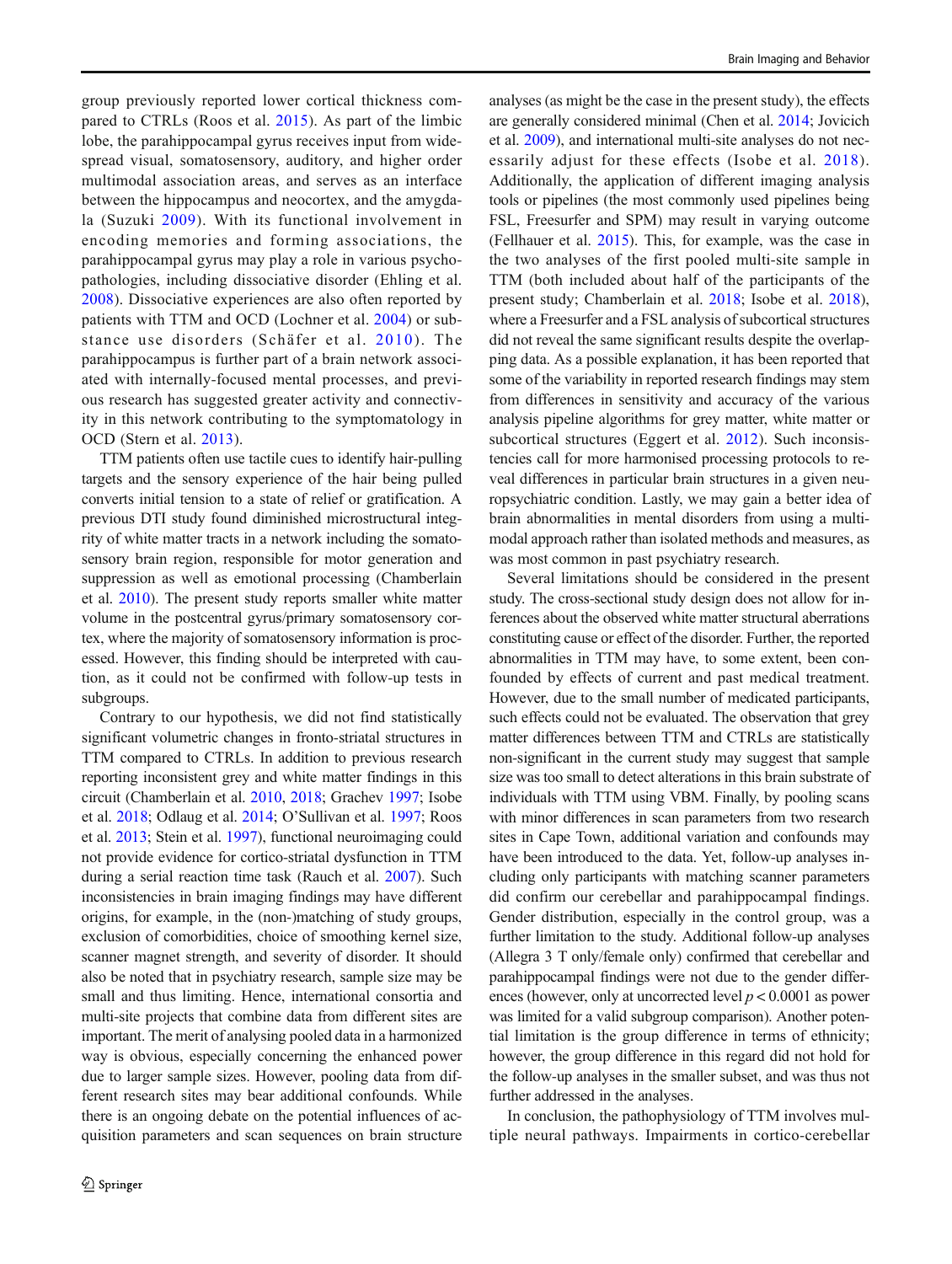group previously reported lower cortical thickness compared to CTRLs (Roos et al. 2015). As part of the limbic lobe, the parahippocampal gyrus receives input from widespread visual, somatosensory, auditory, and higher order multimodal association areas, and serves as an interface between the hippocampus and neocortex, and the amygdala (Suzuki 2009). With its functional involvement in encoding memories and forming associations, the parahippocampal gyrus may play a role in various psychopathologies, including dissociative disorder (Ehling et al. 2008). Dissociative experiences are also often reported by patients with TTM and OCD (Lochner et al. 2004) or substance use disorders (Schäfer et al. 2010). The parahippocampus is further part of a brain network associated with internally-focused mental processes, and previous research has suggested greater activity and connectivity in this network contributing to the symptomatology in OCD (Stern et al. 2013).

TTM patients often use tactile cues to identify hair-pulling targets and the sensory experience of the hair being pulled converts initial tension to a state of relief or gratification. A previous DTI study found diminished microstructural integrity of white matter tracts in a network including the somatosensory brain region, responsible for motor generation and suppression as well as emotional processing (Chamberlain et al. 2010). The present study reports smaller white matter volume in the postcentral gyrus/primary somatosensory cortex, where the majority of somatosensory information is processed. However, this finding should be interpreted with caution, as it could not be confirmed with follow-up tests in subgroups.

Contrary to our hypothesis, we did not find statistically significant volumetric changes in fronto-striatal structures in TTM compared to CTRLs. In addition to previous research reporting inconsistent grey and white matter findings in this circuit (Chamberlain et al. 2010, 2018; Grachev 1997; Isobe et al. 2018; Odlaug et al. 2014; O'Sullivan et al. 1997; Roos et al. 2013; Stein et al. 1997), functional neuroimaging could not provide evidence for cortico-striatal dysfunction in TTM during a serial reaction time task (Rauch et al. 2007). Such inconsistencies in brain imaging findings may have different origins, for example, in the (non-)matching of study groups, exclusion of comorbidities, choice of smoothing kernel size, scanner magnet strength, and severity of disorder. It should also be noted that in psychiatry research, sample size may be small and thus limiting. Hence, international consortia and multi-site projects that combine data from different sites are important. The merit of analysing pooled data in a harmonized way is obvious, especially concerning the enhanced power due to larger sample sizes. However, pooling data from different research sites may bear additional confounds. While there is an ongoing debate on the potential influences of acquisition parameters and scan sequences on brain structure analyses (as might be the case in the present study), the effects are generally considered minimal (Chen et al. 2014; Jovicich et al. 2009), and international multi-site analyses do not necessarily adjust for these effects (Isobe et al. 2018). Additionally, the application of different imaging analysis tools or pipelines (the most commonly used pipelines being FSL, Freesurfer and SPM) may result in varying outcome (Fellhauer et al. 2015). This, for example, was the case in the two analyses of the first pooled multi-site sample in TTM (both included about half of the participants of the present study; Chamberlain et al. 2018; Isobe et al. 2018), where a Freesurfer and a FSL analysis of subcortical structures did not reveal the same significant results despite the overlapping data. As a possible explanation, it has been reported that some of the variability in reported research findings may stem from differences in sensitivity and accuracy of the various analysis pipeline algorithms for grey matter, white matter or subcortical structures (Eggert et al. 2012). Such inconsistencies call for more harmonised processing protocols to reveal differences in particular brain structures in a given neuropsychiatric condition. Lastly, we may gain a better idea of brain abnormalities in mental disorders from using a multimodal approach rather than isolated methods and measures, as was most common in past psychiatry research.

Several limitations should be considered in the present study. The cross-sectional study design does not allow for inferences about the observed white matter structural aberrations constituting cause or effect of the disorder. Further, the reported abnormalities in TTM may have, to some extent, been confounded by effects of current and past medical treatment. However, due to the small number of medicated participants, such effects could not be evaluated. The observation that grey matter differences between TTM and CTRLs are statistically non-significant in the current study may suggest that sample size was too small to detect alterations in this brain substrate of individuals with TTM using VBM. Finally, by pooling scans with minor differences in scan parameters from two research sites in Cape Town, additional variation and confounds may have been introduced to the data. Yet, follow-up analyses including only participants with matching scanner parameters did confirm our cerebellar and parahippocampal findings. Gender distribution, especially in the control group, was a further limitation to the study. Additional follow-up analyses (Allegra 3 T only/female only) confirmed that cerebellar and parahippocampal findings were not due to the gender differences (however, only at uncorrected level $p < 0.0001$ as power was limited for a valid subgroup comparison). Another potential limitation is the group difference in terms of ethnicity; however, the group difference in this regard did not hold for the follow-up analyses in the smaller subset, and was thus not further addressed in the analyses.

In conclusion, the pathophysiology of TTM involves multiple neural pathways. Impairments in cortico-cerebellar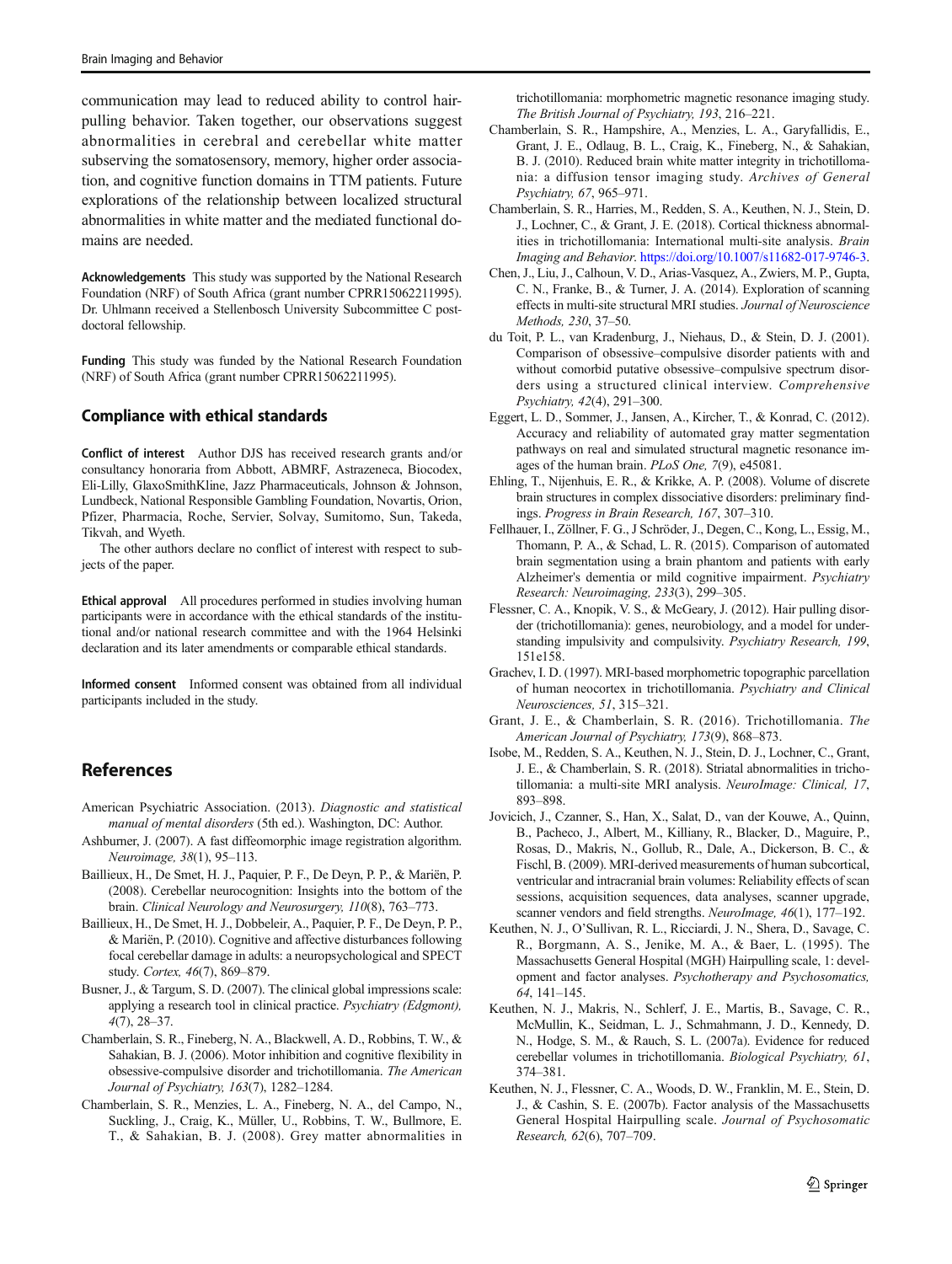communication may lead to reduced ability to control hair-pulling behavior. Taken together, our observations suggest abnormalities in cerebral and cerebellar white matter subserving the somatosensory, memory, higher order association, and cognitive function domains in TTM patients. Future explorations of the relationship between localized structural abnormalities in white matter and the mediated functional domains are needed.

**Acknowledgements** This study was supported by the National Research Foundation (NRF) of South Africa (grant number CPRR15062211995). Dr. Uhlmann received a Stellenbosch University Subcommittee C post-doctoral fellowship.

**Funding** This study was funded by the National Research Foundation (NRF) of South Africa (grant number CPRR15062211995).

## Compliance with ethical standards

**Conflict of interest** Author DJS has received research grants and/or consultancy honoraria from Abbott, ABMRF, Astrazeneca, Biocodex, Eli-Lilly, GlaxoSmithKline, Jazz Pharmaceuticals, Johnson & Johnson, Lundbeck, National Responsible Gambling Foundation, Novartis, Orion, Pfizer, Pharmacia, Roche, Servier, Solvay, Sumitomo, Sun, Takeda, Tikvah, and Wyeth.

The other authors declare no conflict of interest with respect to subjects of the paper.

**Ethical approval** All procedures performed in studies involving human participants were in accordance with the ethical standards of the institutional and/or national research committee and with the 1964 Helsinki declaration and its later amendments or comparable ethical standards.

**Informed consent** Informed consent was obtained from all individual participants included in the study.

## References

American Psychiatric Association. (2013). *Diagnostic and statistical manual of mental disorders* (5th ed.). Washington, DC: Author.

Ashburner, J. (2007). A fast diffeomorphic image registration algorithm. *Neuroimage, 38*(1), 95–113.

Baillieux, H., De Smet, H. J., Paquier, P. F., De Deyn, P. P., & Mariën, P. (2008). Cerebellar neurocognition: Insights into the bottom of the brain. *Clinical Neurology and Neurosurgery, 110*(8), 763–773.

Baillieux, H., De Smet, H. J., Dobbeleir, A., Paquier, P. F., De Deyn, P. P., & Mariën, P. (2010). Cognitive and affective disturbances following focal cerebellar damage in adults: a neuropsychological and SPECT study. *Cortex, 46*(7), 869–879.

Busner, J., & Targum, S. D. (2007). The clinical global impressions scale: applying a research tool in clinical practice. *Psychiatry (Edgmont), 4*(7), 28–37.

Chamberlain, S. R., Fineberg, N. A., Blackwell, A. D., Robbins, T. W., & Sahakian, B. J. (2006). Motor inhibition and cognitive flexibility in obsessive-compulsive disorder and trichotillomania. *The American Journal of Psychiatry, 163*(7), 1282–1284.

Chamberlain, S. R., Menzies, L. A., Fineberg, N. A., del Campo, N., Suckling, J., Craig, K., Müller, U., Robbins, T. W., Bullmore, E. T., & Sahakian, B. J. (2008). Grey matter abnormalities in trichotillomania: morphometric magnetic resonance imaging study. *The British Journal of Psychiatry, 193*, 216–221.

Chamberlain, S. R., Hampshire, A., Menzies, L. A., Garyfallidis, E., Grant, J. E., Odlaug, B. L., Craig, K., Fineberg, N., & Sahakian, B. J. (2010). Reduced brain white matter integrity in trichotillomania: a diffusion tensor imaging study. *Archives of General Psychiatry, 67*, 965–971.

Chamberlain, S. R., Harries, M., Redden, S. A., Keuthen, N. J., Stein, D. J., Lochner, C., & Grant, J. E. (2018). Cortical thickness abnormalities in trichotillomania: International multi-site analysis. *Brain Imaging and Behavior*. https://doi.org/10.1007/s11682-017-9746-3.

Chen, J., Liu, J., Calhoun, V. D., Arias-Vasquez, A., Zwiers, M. P., Gupta, C. N., Franke, B., & Turner, J. A. (2014). Exploration of scanning effects in multi-site structural MRI studies. *Journal of Neuroscience Methods, 230*, 37–50.

du Toit, P. L., van Kradenburg, J., Niehaus, D., & Stein, D. J. (2001). Comparison of obsessive–compulsive disorder patients with and without comorbid putative obsessive–compulsive spectrum disorders using a structured clinical interview. *Comprehensive Psychiatry, 42*(4), 291–300.

Eggert, L. D., Sommer, J., Jansen, A., Kircher, T., & Konrad, C. (2012). Accuracy and reliability of automated gray matter segmentation pathways on real and simulated structural magnetic resonance images of the human brain. *PLoS One, 7*(9), e45081.

Ehling, T., Nijenhuis, E. R., & Krikke, A. P. (2008). Volume of discrete brain structures in complex dissociative disorders: preliminary findings. *Progress in Brain Research, 167*, 307–310.

Fellhauer, I., Zöllner, F. G., J Schröder, J., Degen, C., Kong, L., Essig, M., Thomann, P. A., & Schad, L. R. (2015). Comparison of automated brain segmentation using a brain phantom and patients with early Alzheimer's dementia or mild cognitive impairment. *Psychiatry Research: Neuroimaging, 233*(3), 299–305.

Flessner, C. A., Knopik, V. S., & McGeary, J. (2012). Hair pulling disorder (trichotillomania): genes, neurobiology, and a model for understanding impulsivity and compulsivity. *Psychiatry Research, 199*, 151e158.

Grachev, I. D. (1997). MRI-based morphometric topographic parcellation of human neocortex in trichotillomania. *Psychiatry and Clinical Neurosciences, 51*, 315–321.

Grant, J. E., & Chamberlain, S. R. (2016). Trichotillomania. *The American Journal of Psychiatry, 173*(9), 868–873.

Isobe, M., Redden, S. A., Keuthen, N. J., Stein, D. J., Lochner, C., Grant, J. E., & Chamberlain, S. R. (2018). Striatal abnormalities in trichotillomania: a multi-site MRI analysis. *NeuroImage: Clinical, 17*, 893–898.

Jovicich, J., Czanner, S., Han, X., Salat, D., van der Kouwe, A., Quinn, B., Pacheco, J., Albert, M., Killiany, R., Blacker, D., Maguire, P., Rosas, D., Makris, N., Gollub, R., Dale, A., Dickerson, B. C., & Fischl, B. (2009). MRI-derived measurements of human subcortical, ventricular and intracranial brain volumes: Reliability effects of scan sessions, acquisition sequences, data analyses, scanner upgrade, scanner vendors and field strengths. *NeuroImage, 46*(1), 177–192.

Keuthen, N. J., O'Sullivan, R. L., Ricciardi, J. N., Shera, D., Savage, C. R., Borgmann, A. S., Jenike, M. A., & Baer, L. (1995). The Massachusetts General Hospital (MGH) Hairpulling scale, 1: development and factor analyses. *Psychotherapy and Psychosomatics, 64*, 141–145.

Keuthen, N. J., Makris, N., Schlerf, J. E., Martis, B., Savage, C. R., McMullin, K., Seidman, L. J., Schmahmann, J. D., Kennedy, D. N., Hodge, S. M., & Rauch, S. L. (2007a). Evidence for reduced cerebellar volumes in trichotillomania. *Biological Psychiatry, 61*, 374–381.

Keuthen, N. J., Flessner, C. A., Woods, D. W., Franklin, M. E., Stein, D. J., & Cashin, S. E. (2007b). Factor analysis of the Massachusetts General Hospital Hairpulling scale. *Journal of Psychosomatic Research, 62*(6), 707–709.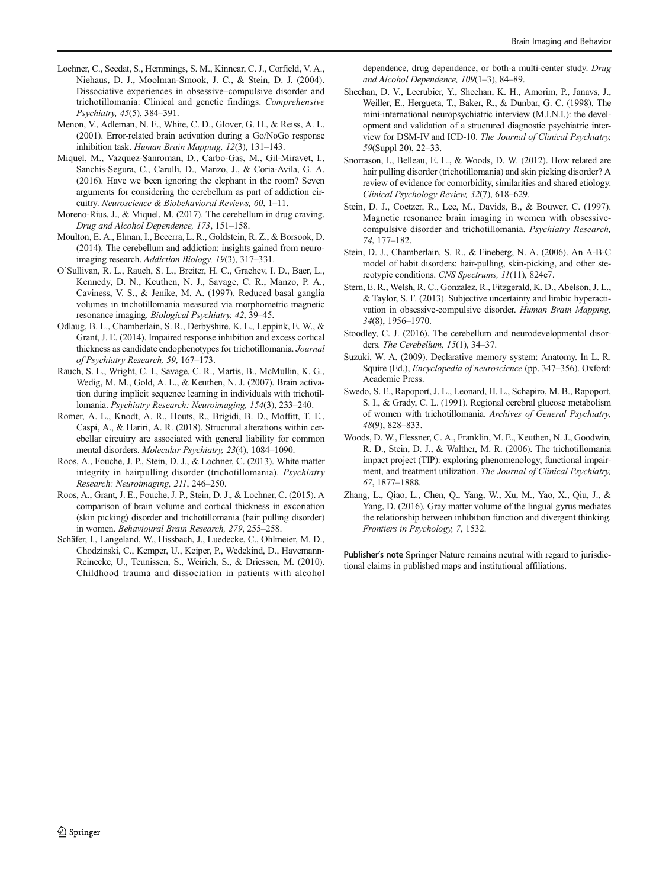Lochner, C., Seedat, S., Hemmings, S. M., Kinnear, C. J., Corfield, V. A., Niehaus, D. J., Moolman-Smook, J. C., & Stein, D. J. (2004). Dissociative experiences in obsessive–compulsive disorder and trichotillomania: Clinical and genetic findings. *Comprehensive Psychiatry, 45*(5), 384–391.

Menon, V., Adleman, N. E., White, C. D., Glover, G. H., & Reiss, A. L. (2001). Error-related brain activation during a Go/NoGo response inhibition task. *Human Brain Mapping, 12*(3), 131–143.

Miquel, M., Vazquez-Sanroman, D., Carbo-Gas, M., Gil-Miravet, I., Sanchis-Segura, C., Carulli, D., Manzo, J., & Coria-Avila, G. A. (2016). Have we been ignoring the elephant in the room? Seven arguments for considering the cerebellum as part of addiction circuitry. *Neuroscience & Biobehavioral Reviews, 60*, 1–11.

Moreno-Rius, J., & Miquel, M. (2017). The cerebellum in drug craving. *Drug and Alcohol Dependence, 173*, 151–158.

Moulton, E. A., Elman, I., Becerra, L. R., Goldstein, R. Z., & Borsook, D. (2014). The cerebellum and addiction: insights gained from neuroimaging research. *Addiction Biology, 19*(3), 317–331.

O'Sullivan, R. L., Rauch, S. L., Breiter, H. C., Grachev, I. D., Baer, L., Kennedy, D. N., Keuthen, N. J., Savage, C. R., Manzo, P. A., Caviness, V. S., & Jenike, M. A. (1997). Reduced basal ganglia volumes in trichotillomania measured via morphometric magnetic resonance imaging. *Biological Psychiatry, 42*, 39–45.

Odlaug, B. L., Chamberlain, S. R., Derbyshire, K. L., Leppink, E. W., & Grant, J. E. (2014). Impaired response inhibition and excess cortical thickness as candidate endophenotypes for trichotillomania. *Journal of Psychiatry Research, 59*, 167–173.

Rauch, S. L., Wright, C. I., Savage, C. R., Martis, B., McMullin, K. G., Wedig, M. M., Gold, A. L., & Keuthen, N. J. (2007). Brain activation during implicit sequence learning in individuals with trichotillomania. *Psychiatry Research: Neuroimaging, 154*(3), 233–240.

Romer, A. L., Knodt, A. R., Houts, R., Brigidi, B. D., Moffitt, T. E., Caspi, A., & Hariri, A. R. (2018). Structural alterations within cerebellar circuitry are associated with general liability for common mental disorders. *Molecular Psychiatry, 23*(4), 1084–1090.

Roos, A., Fouche, J. P., Stein, D. J., & Lochner, C. (2013). White matter integrity in hairpulling disorder (trichotillomania). *Psychiatry Research: Neuroimaging, 211*, 246–250.

Roos, A., Grant, J. E., Fouche, J. P., Stein, D. J., & Lochner, C. (2015). A comparison of brain volume and cortical thickness in excoriation (skin picking) disorder and trichotillomania (hair pulling disorder) in women. *Behavioural Brain Research, 279*, 255–258.

Schäfer, I., Langeland, W., Hissbach, J., Luedecke, C., Ohlmeier, M. D., Chodzinski, C., Kemper, U., Keiper, P., Wedekind, D., Havemann-Reinecke, U., Teunissen, S., Weirich, S., & Driessen, M. (2010). Childhood trauma and dissociation in patients with alcohol dependence, drug dependence, or both-a multi-center study. *Drug and Alcohol Dependence, 109*(1–3), 84–89.

Sheehan, D. V., Lecrubier, Y., Sheehan, K. H., Amorim, P., Janavs, J., Weiller, E., Hergueta, T., Baker, R., & Dunbar, G. C. (1998). The mini-international neuropsychiatric interview (M.I.N.I.): the development and validation of a structured diagnostic psychiatric interview for DSM-IV and ICD-10. *The Journal of Clinical Psychiatry, 59*(Suppl 20), 22–33.

Snorrason, I., Belleau, E. L., & Woods, D. W. (2012). How related are hair pulling disorder (trichotillomania) and skin picking disorder? A review of evidence for comorbidity, similarities and shared etiology. *Clinical Psychology Review, 32*(7), 618–629.

Stein, D. J., Coetzer, R., Lee, M., Davids, B., & Bouwer, C. (1997). Magnetic resonance brain imaging in women with obsessive-compulsive disorder and trichotillomania. *Psychiatry Research, 74*, 177–182.

Stein, D. J., Chamberlain, S. R., & Fineberg, N. A. (2006). An A-B-C model of habit disorders: hair-pulling, skin-picking, and other stereotypic conditions. *CNS Spectrums, 11*(11), 824e7.

Stern, E. R., Welsh, R. C., Gonzalez, R., Fitzgerald, K. D., Abelson, J. L., & Taylor, S. F. (2013). Subjective uncertainty and limbic hyperactivation in obsessive-compulsive disorder. *Human Brain Mapping, 34*(8), 1956–1970.

Stoodley, C. J. (2016). The cerebellum and neurodevelopmental disorders. *The Cerebellum, 15*(1), 34–37.

Suzuki, W. A. (2009). Declarative memory system: Anatomy. In L. R. Squire (Ed.), *Encyclopedia of neuroscience* (pp. 347–356). Oxford: Academic Press.

Swedo, S. E., Rapoport, J. L., Leonard, H. L., Schapiro, M. B., Rapoport, S. I., & Grady, C. L. (1991). Regional cerebral glucose metabolism of women with trichotillomania. *Archives of General Psychiatry, 48*(9), 828–833.

Woods, D. W., Flessner, C. A., Franklin, M. E., Keuthen, N. J., Goodwin, R. D., Stein, D. J., & Walther, M. R. (2006). The trichotillomania impact project (TIP): exploring phenomenology, functional impairment, and treatment utilization. *The Journal of Clinical Psychiatry, 67*, 1877–1888.

Zhang, L., Qiao, L., Chen, Q., Yang, W., Xu, M., Yao, X., Qiu, J., & Yang, D. (2016). Gray matter volume of the lingual gyrus mediates the relationship between inhibition function and divergent thinking. *Frontiers in Psychology, 7*, 1532.

**Publisher's note** Springer Nature remains neutral with regard to jurisdictional claims in published maps and institutional affiliations.